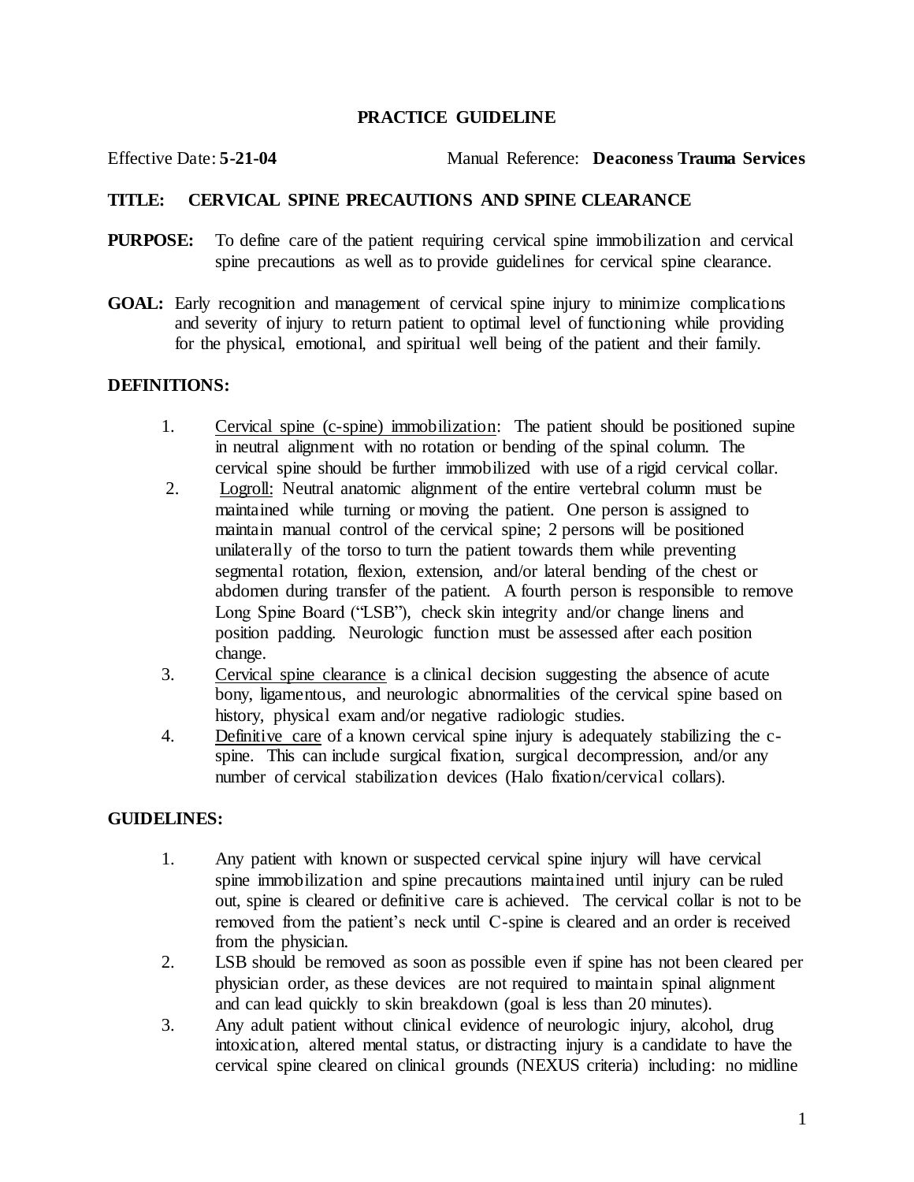# PRACTICE GUIDELINE

Effective Date: **5-21-04** Manual Reference: **Deaconess Trauma Services**

**TITLE: CERVICAL SPINE PRECAUTIONS AND SPINE CLEARANCE**

**PURPOSE:** To define care of the patient requiring cervical spine immobilization and cervical spine precautions as well as to provide guidelines for cervical spine clearance.

**GOAL:** Early recognition and management of cervical spine injury to minimize complications and severity of injury to return patient to optimal level of functioning while providing for the physical, emotional, and spiritual well being of the patient and their family.

## DEFINITIONS:

1. Cervical spine (c-spine) immobilization: The patient should be positioned supine in neutral alignment with no rotation or bending of the spinal column. The cervical spine should be further immobilized with use of a rigid cervical collar.
2. Logroll: Neutral anatomic alignment of the entire vertebral column must be maintained while turning or moving the patient. One person is assigned to maintain manual control of the cervical spine; 2 persons will be positioned unilaterally of the torso to turn the patient towards them while preventing segmental rotation, flexion, extension, and/or lateral bending of the chest or abdomen during transfer of the patient. A fourth person is responsible to remove Long Spine Board ("LSB"), check skin integrity and/or change linens and position padding. Neurologic function must be assessed after each position change.
3. Cervical spine clearance is a clinical decision suggesting the absence of acute bony, ligamentous, and neurologic abnormalities of the cervical spine based on history, physical exam and/or negative radiologic studies.
4. Definitive care of a known cervical spine injury is adequately stabilizing the c-spine. This can include surgical fixation, surgical decompression, and/or any number of cervical stabilization devices (Halo fixation/cervical collars).

## GUIDELINES:

1. Any patient with known or suspected cervical spine injury will have cervical spine immobilization and spine precautions maintained until injury can be ruled out, spine is cleared or definitive care is achieved. The cervical collar is not to be removed from the patient's neck until C-spine is cleared and an order is received from the physician.
2. LSB should be removed as soon as possible even if spine has not been cleared per physician order, as these devices are not required to maintain spinal alignment and can lead quickly to skin breakdown (goal is less than 20 minutes).
3. Any adult patient without clinical evidence of neurologic injury, alcohol, drug intoxication, altered mental status, or distracting injury is a candidate to have the cervical spine cleared on clinical grounds (NEXUS criteria) including: no midline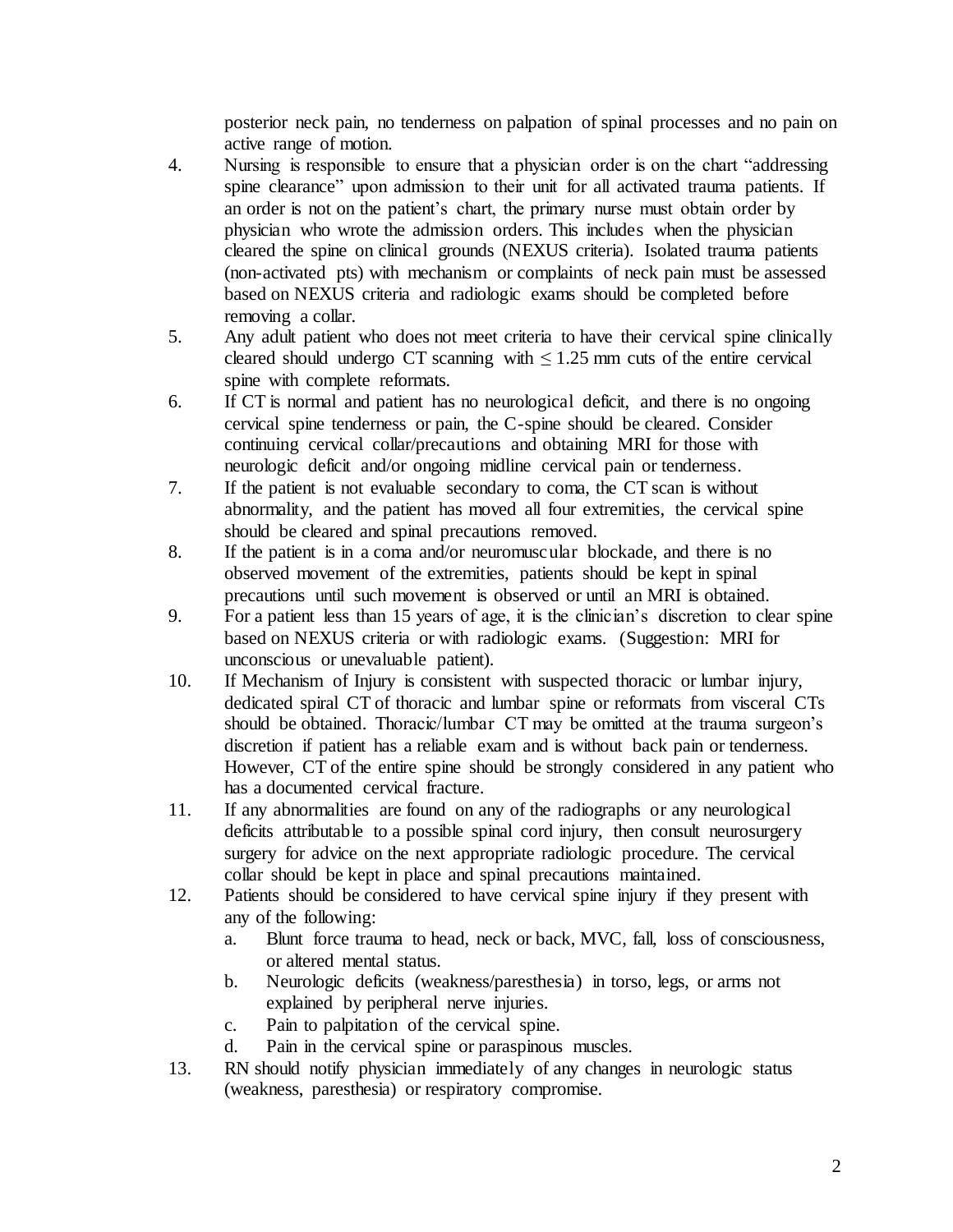posterior neck pain, no tenderness on palpation of spinal processes and no pain on active range of motion.

4. Nursing is responsible to ensure that a physician order is on the chart "addressing spine clearance" upon admission to their unit for all activated trauma patients. If an order is not on the patient's chart, the primary nurse must obtain order by physician who wrote the admission orders. This includes when the physician cleared the spine on clinical grounds (NEXUS criteria). Isolated trauma patients (non-activated pts) with mechanism or complaints of neck pain must be assessed based on NEXUS criteria and radiologic exams should be completed before removing a collar.
5. Any adult patient who does not meet criteria to have their cervical spine clinically cleared should undergo CT scanning with $\leq 1.25$ mm cuts of the entire cervical spine with complete reformats.
6. If CT is normal and patient has no neurological deficit, and there is no ongoing cervical spine tenderness or pain, the C-spine should be cleared. Consider continuing cervical collar/precautions and obtaining MRI for those with neurologic deficit and/or ongoing midline cervical pain or tenderness.
7. If the patient is not evaluable secondary to coma, the CT scan is without abnormality, and the patient has moved all four extremities, the cervical spine should be cleared and spinal precautions removed.
8. If the patient is in a coma and/or neuromuscular blockade, and there is no observed movement of the extremities, patients should be kept in spinal precautions until such movement is observed or until an MRI is obtained.
9. For a patient less than 15 years of age, it is the clinician's discretion to clear spine based on NEXUS criteria or with radiologic exams. (Suggestion: MRI for unconscious or unevaluable patient).
10. If Mechanism of Injury is consistent with suspected thoracic or lumbar injury, dedicated spiral CT of thoracic and lumbar spine or reformats from visceral CTs should be obtained. Thoracic/lumbar CT may be omitted at the trauma surgeon's discretion if patient has a reliable exam and is without back pain or tenderness. However, CT of the entire spine should be strongly considered in any patient who has a documented cervical fracture.
11. If any abnormalities are found on any of the radiographs or any neurological deficits attributable to a possible spinal cord injury, then consult neurosurgery surgery for advice on the next appropriate radiologic procedure. The cervical collar should be kept in place and spinal precautions maintained.
12. Patients should be considered to have cervical spine injury if they present with any of the following:
    a. Blunt force trauma to head, neck or back, MVC, fall, loss of consciousness, or altered mental status.
    b. Neurologic deficits (weakness/paresthesia) in torso, legs, or arms not explained by peripheral nerve injuries.
    c. Pain to palpitation of the cervical spine.
    d. Pain in the cervical spine or paraspinous muscles.
13. RN should notify physician immediately of any changes in neurologic status (weakness, paresthesia) or respiratory compromise.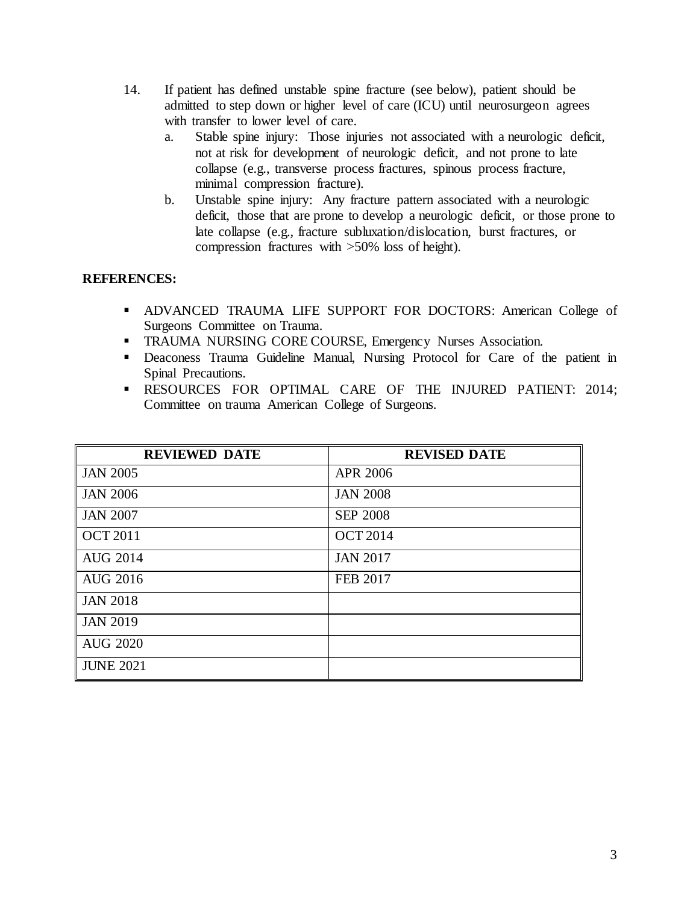14. If patient has defined unstable spine fracture (see below), patient should be admitted to step down or higher level of care (ICU) until neurosurgeon agrees with transfer to lower level of care.
    a. Stable spine injury: Those injuries not associated with a neurologic deficit, not at risk for development of neurologic deficit, and not prone to late collapse (e.g., transverse process fractures, spinous process fracture, minimal compression fracture).
    b. Unstable spine injury: Any fracture pattern associated with a neurologic deficit, those that are prone to develop a neurologic deficit, or those prone to late collapse (e.g., fracture subluxation/dislocation, burst fractures, or compression fractures with >50% loss of height).

**REFERENCES:**

- ADVANCED TRAUMA LIFE SUPPORT FOR DOCTORS: American College of Surgeons Committee on Trauma.
- TRAUMA NURSING CORE COURSE, Emergency Nurses Association.
- Deaconess Trauma Guideline Manual, Nursing Protocol for Care of the patient in Spinal Precautions.
- RESOURCES FOR OPTIMAL CARE OF THE INJURED PATIENT: 2014; Committee on trauma American College of Surgeons.

| REVIEWED DATE | REVISED DATE |
|---|---|
| JAN 2005 | APR 2006 |
| JAN 2006 | JAN 2008 |
| JAN 2007 | SEP 2008 |
| OCT 2011 | OCT 2014 |
| AUG 2014 | JAN 2017 |
| AUG 2016 | FEB 2017 |
| JAN 2018 | |
| JAN 2019 | |
| AUG 2020 | |
| JUNE 2021 | |